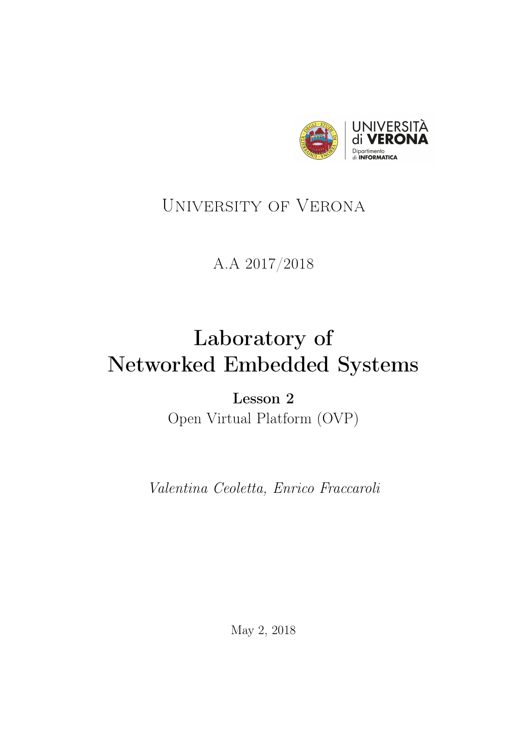University of Verona

A.A 2017/2018

# Laboratory of Networked Embedded Systems

**Lesson 2**

Open Virtual Platform (OVP)

*Valentina Ceoletta, Enrico Fraccaroli*

May 2, 2018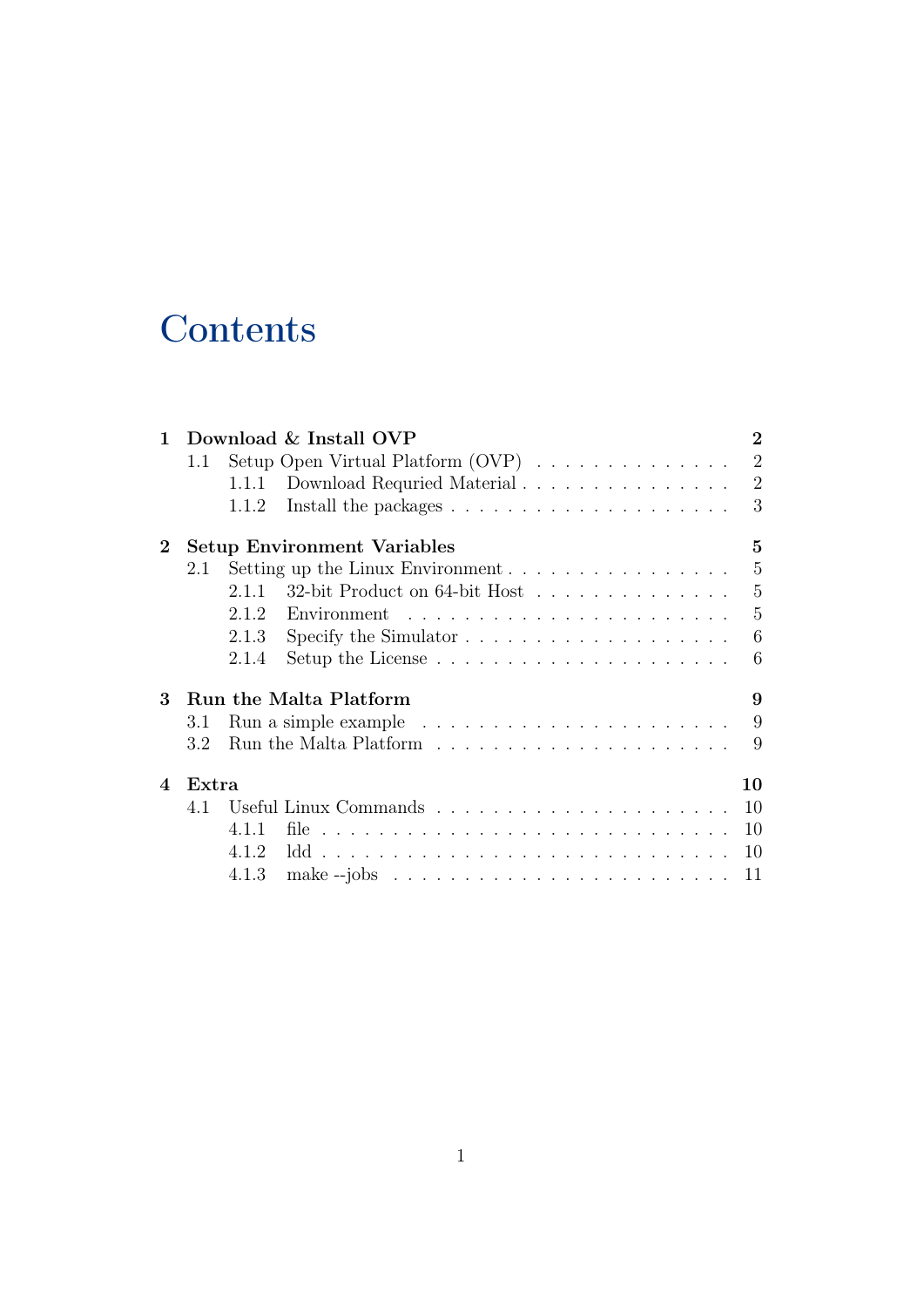# Contents

**1 Download & Install OVP** — **2**
- 1.1 Setup Open Virtual Platform (OVP) . . . . . . . . . . . . . . . 2
  - 1.1.1 Download Requried Material . . . . . . . . . . . . . . . . 2
  - 1.1.2 Install the packages . . . . . . . . . . . . . . . . . . . . . 3

**2 Setup Environment Variables** — **5**
- 2.1 Setting up the Linux Environment . . . . . . . . . . . . . . . . . 5
  - 2.1.1 32-bit Product on 64-bit Host . . . . . . . . . . . . . . . 5
  - 2.1.2 Environment . . . . . . . . . . . . . . . . . . . . . . . . 5
  - 2.1.3 Specify the Simulator . . . . . . . . . . . . . . . . . . . . 6
  - 2.1.4 Setup the License . . . . . . . . . . . . . . . . . . . . . . 6

**3 Run the Malta Platform** — **9**
- 3.1 Run a simple example . . . . . . . . . . . . . . . . . . . . . . . 9
- 3.2 Run the Malta Platform . . . . . . . . . . . . . . . . . . . . . . 9

**4 Extra** — **10**
- 4.1 Useful Linux Commands . . . . . . . . . . . . . . . . . . . . . . 10
  - 4.1.1 file . . . . . . . . . . . . . . . . . . . . . . . . . . . . . 10
  - 4.1.2 ldd . . . . . . . . . . . . . . . . . . . . . . . . . . . . . 10
  - 4.1.3 make --jobs . . . . . . . . . . . . . . . . . . . . . . . . . 11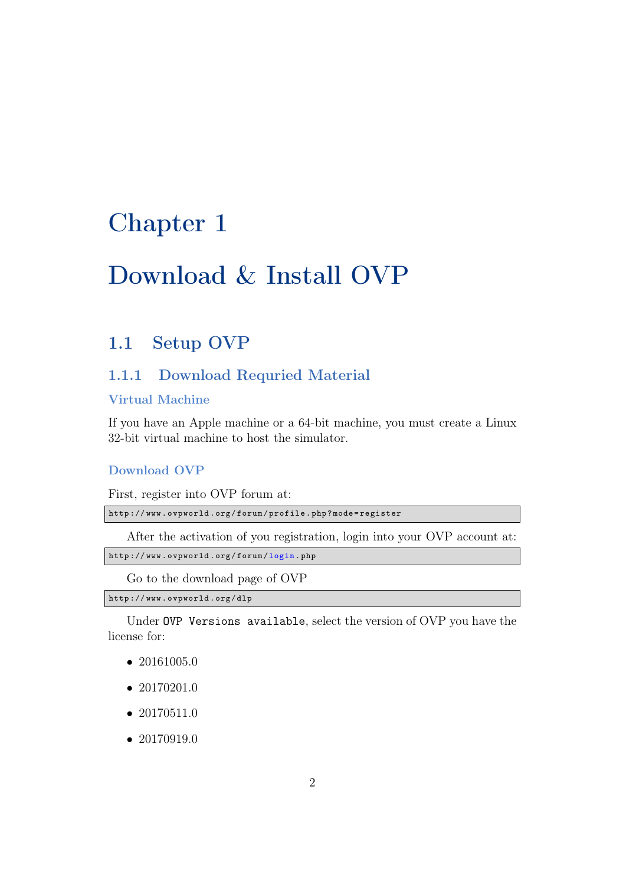# Chapter 1

# Download & Install OVP

## 1.1 Setup OVP

### 1.1.1 Download Requried Material

#### Virtual Machine

If you have an Apple machine or a 64-bit machine, you must create a Linux 32-bit virtual machine to host the simulator.

#### Download OVP

First, register into OVP forum at:

```
http://www.ovpworld.org/forum/profile.php?mode=register
```

After the activation of you registration, login into your OVP account at:

```
http://www.ovpworld.org/forum/login.php
```

Go to the download page of OVP

```
http://www.ovpworld.org/dlp
```

Under `OVP Versions available`, select the version of OVP you have the license for:

- 20161005.0
- 20170201.0
- 20170511.0
- 20170919.0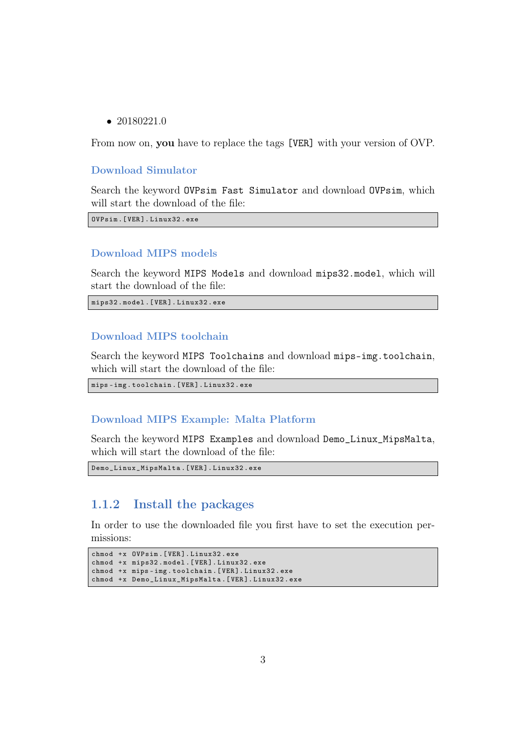- 20180221.0

From now on, **you** have to replace the tags `[VER]` with your version of OVP.

#### Download Simulator

Search the keyword `OVPsim Fast Simulator` and download `OVPsim`, which will start the download of the file:

```
OVPsim.[VER].Linux32.exe
```

#### Download MIPS models

Search the keyword `MIPS Models` and download `mips32.model`, which will start the download of the file:

```
mips32.model.[VER].Linux32.exe
```

#### Download MIPS toolchain

Search the keyword `MIPS Toolchains` and download `mips-img.toolchain`, which will start the download of the file:

```
mips-img.toolchain.[VER].Linux32.exe
```

#### Download MIPS Example: Malta Platform

Search the keyword `MIPS Examples` and download `Demo_Linux_MipsMalta`, which will start the download of the file:

```
Demo_Linux_MipsMalta.[VER].Linux32.exe
```

### 1.1.2 Install the packages

In order to use the downloaded file you first have to set the execution permissions:

```
chmod +x OVPsim.[VER].Linux32.exe
chmod +x mips32.model.[VER].Linux32.exe
chmod +x mips-img.toolchain.[VER].Linux32.exe
chmod +x Demo_Linux_MipsMalta.[VER].Linux32.exe
```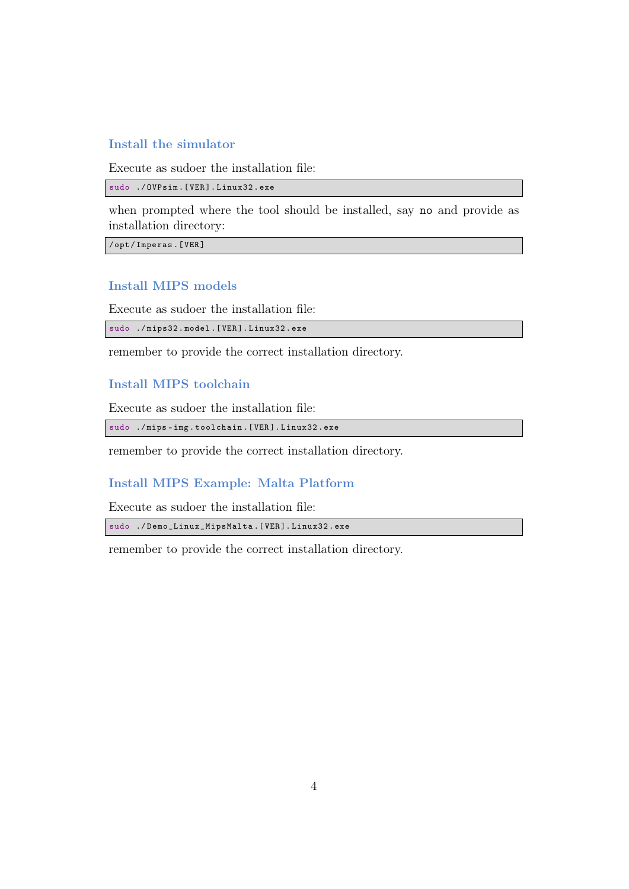### Install the simulator

Execute as sudoer the installation file:

```
sudo ./OVPsim.[VER].Linux32.exe
```

when prompted where the tool should be installed, say `no` and provide as installation directory:

```
/opt/Imperas.[VER]
```

### Install MIPS models

Execute as sudoer the installation file:

```
sudo ./mips32.model.[VER].Linux32.exe
```

remember to provide the correct installation directory.

### Install MIPS toolchain

Execute as sudoer the installation file:

```
sudo ./mips-img.toolchain.[VER].Linux32.exe
```

remember to provide the correct installation directory.

### Install MIPS Example: Malta Platform

Execute as sudoer the installation file:

```
sudo ./Demo_Linux_MipsMalta.[VER].Linux32.exe
```

remember to provide the correct installation directory.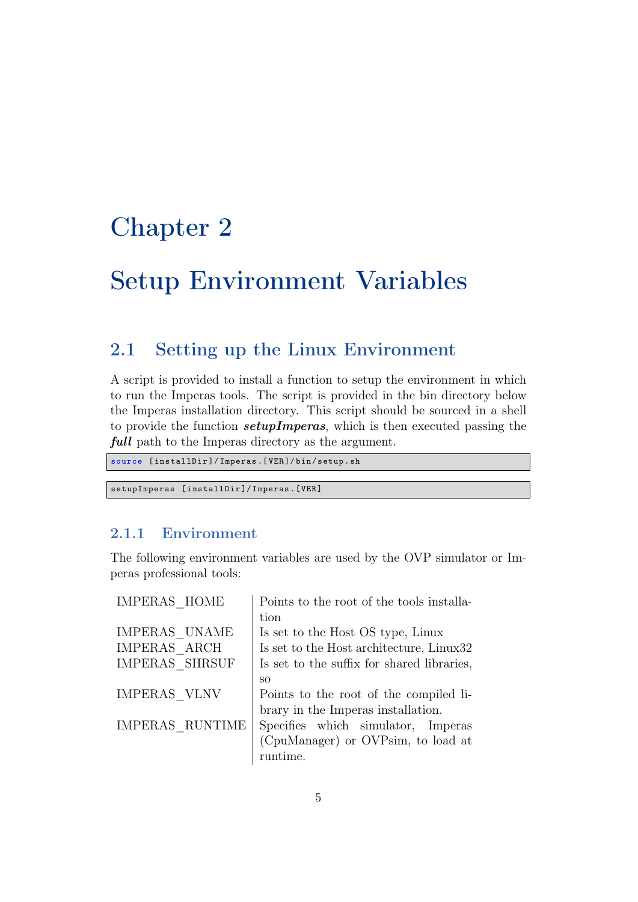# Chapter 2

# Setup Environment Variables

## 2.1 Setting up the Linux Environment

A script is provided to install a function to setup the environment in which to run the Imperas tools. The script is provided in the bin directory below the Imperas installation directory. This script should be sourced in a shell to provide the function ***setupImperas***, which is then executed passing the ***full*** path to the Imperas directory as the argument.

```
source [installDir]/Imperas.[VER]/bin/setup.sh
```

```
setupImperas [installDir]/Imperas.[VER]
```

### 2.1.1 Environment

The following environment variables are used by the OVP simulator or Imperas professional tools:

| | |
|---|---|
| IMPERAS_HOME | Points to the root of the tools installation |
| IMPERAS_UNAME | Is set to the Host OS type, Linux |
| IMPERAS_ARCH | Is set to the Host architecture, Linux32 |
| IMPERAS_SHRSUF | Is set to the suffix for shared libraries, so |
| IMPERAS_VLNV | Points to the root of the compiled library in the Imperas installation. |
| IMPERAS_RUNTIME | Specifies which simulator, Imperas (CpuManager) or OVPsim, to load at runtime. |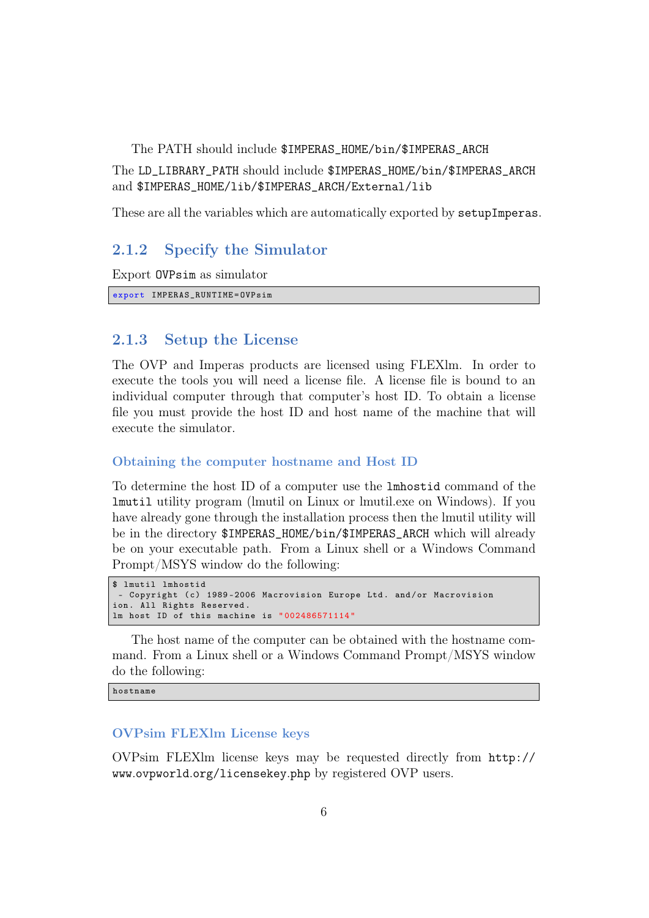The PATH should include `$IMPERAS_HOME/bin/$IMPERAS_ARCH`

The `LD_LIBRARY_PATH` should include `$IMPERAS_HOME/bin/$IMPERAS_ARCH` and `$IMPERAS_HOME/lib/$IMPERAS_ARCH/External/lib`

These are all the variables which are automatically exported by `setupImperas`.

### 2.1.2 Specify the Simulator

Export `OVPsim` as simulator

```
export IMPERAS_RUNTIME=OVPsim
```

### 2.1.3 Setup the License

The OVP and Imperas products are licensed using FLEXlm. In order to execute the tools you will need a license file. A license file is bound to an individual computer through that computer's host ID. To obtain a license file you must provide the host ID and host name of the machine that will execute the simulator.

#### Obtaining the computer hostname and Host ID

To determine the host ID of a computer use the `lmhostid` command of the `lmutil` utility program (lmutil on Linux or lmutil.exe on Windows). If you have already gone through the installation process then the lmutil utility will be in the directory `$IMPERAS_HOME/bin/$IMPERAS_ARCH` which will already be on your executable path. From a Linux shell or a Windows Command Prompt/MSYS window do the following:

```
$ lmutil lmhostid
 - Copyright (c) 1989-2006 Macrovision Europe Ltd. and/or Macrovision
ion. All Rights Reserved.
lm host ID of this machine is "002486571114"
```

The host name of the computer can be obtained with the hostname command. From a Linux shell or a Windows Command Prompt/MSYS window do the following:

```
hostname
```

#### OVPsim FLEXlm License keys

OVPsim FLEXlm license keys may be requested directly from `http://www.ovpworld.org/licensekey.php` by registered OVP users.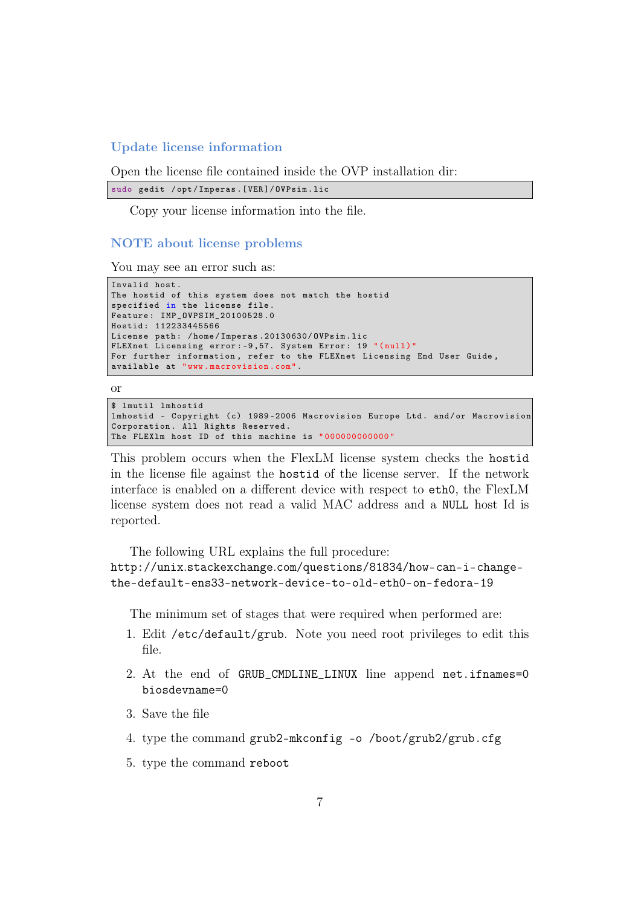### Update license information

Open the license file contained inside the OVP installation dir:

```
sudo gedit /opt/Imperas.[VER]/OVPsim.lic
```

Copy your license information into the file.

### NOTE about license problems

You may see an error such as:

```
Invalid host.
The hostid of this system does not match the hostid
specified in the license file.
Feature: IMP_OVPSIM_20100528.0
Hostid: 112233445566
License path: /home/Imperas.20130630/OVPsim.lic
FLEXnet Licensing error:-9,57. System Error: 19 "(null)"
For further information, refer to the FLEXnet Licensing End User Guide,
available at "www.macrovision.com".
```

or

```
$ lmutil lmhostid
lmhostid - Copyright (c) 1989-2006 Macrovision Europe Ltd. and/or Macrovision
Corporation. All Rights Reserved.
The FLEXlm host ID of this machine is "000000000000"
```

This problem occurs when the FlexLM license system checks the `hostid` in the license file against the `hostid` of the license server. If the network interface is enabled on a different device with respect to `eth0`, the FlexLM license system does not read a valid MAC address and a `NULL` host Id is reported.

The following URL explains the full procedure:
http://unix.stackexchange.com/questions/81834/how-can-i-change-the-default-ens33-network-device-to-old-eth0-on-fedora-19

The minimum set of stages that were required when performed are:

1. Edit `/etc/default/grub`. Note you need root privileges to edit this file.
2. At the end of `GRUB_CMDLINE_LINUX` line append `net.ifnames=0 biosdevname=0`
3. Save the file
4. type the command `grub2-mkconfig -o /boot/grub2/grub.cfg`
5. type the command `reboot`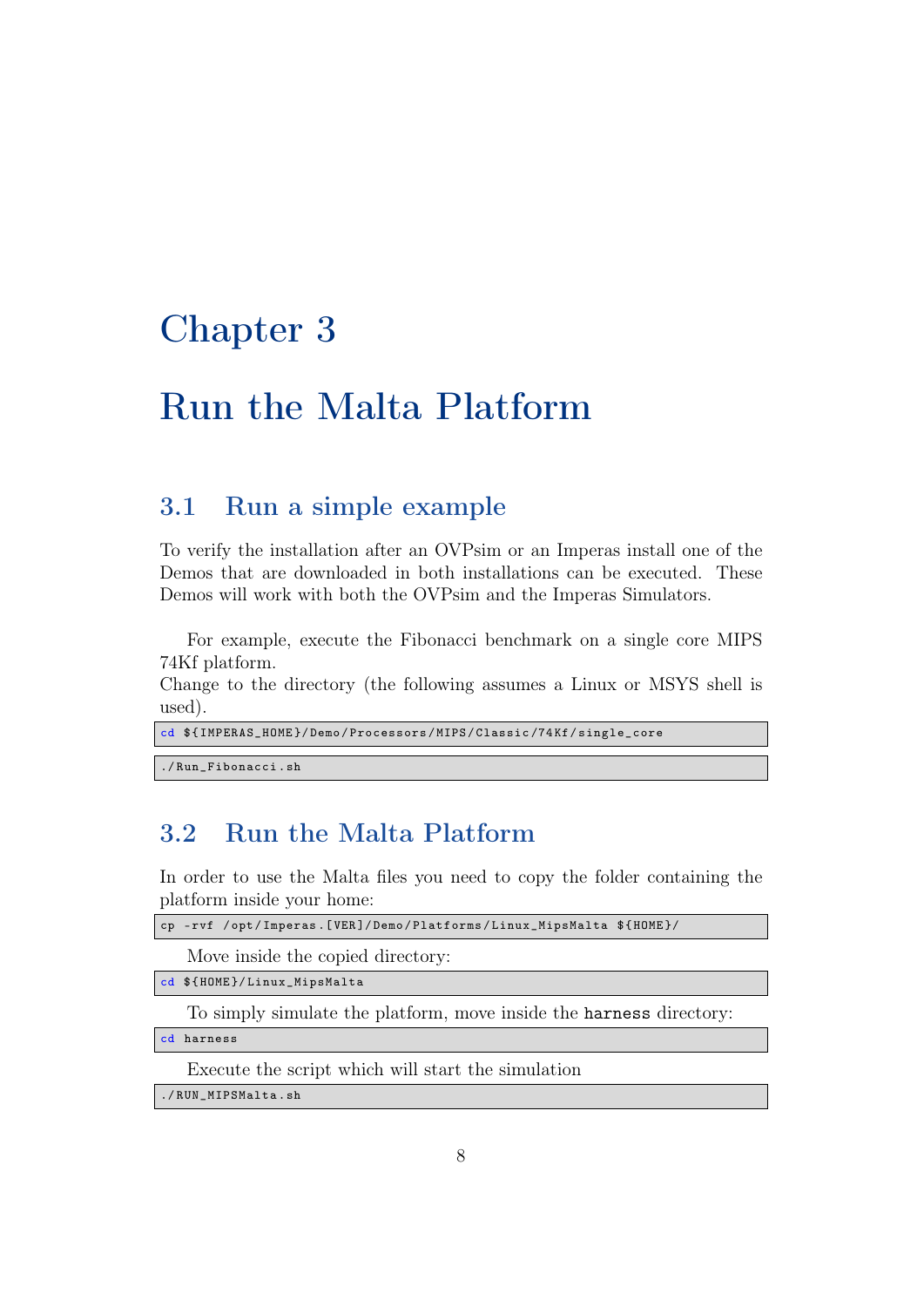# Chapter 3

# Run the Malta Platform

## 3.1 Run a simple example

To verify the installation after an OVPsim or an Imperas install one of the Demos that are downloaded in both installations can be executed. These Demos will work with both the OVPsim and the Imperas Simulators.

For example, execute the Fibonacci benchmark on a single core MIPS 74Kf platform.
Change to the directory (the following assumes a Linux or MSYS shell is used).

```
cd ${IMPERAS_HOME}/Demo/Processors/MIPS/Classic/74Kf/single_core
```

```
./Run_Fibonacci.sh
```

## 3.2 Run the Malta Platform

In order to use the Malta files you need to copy the folder containing the platform inside your home:

```
cp -rvf /opt/Imperas.[VER]/Demo/Platforms/Linux_MipsMalta ${HOME}/
```

Move inside the copied directory:

```
cd ${HOME}/Linux_MipsMalta
```

To simply simulate the platform, move inside the `harness` directory:

```
cd harness
```

Execute the script which will start the simulation

```
./RUN_MIPSMalta.sh
```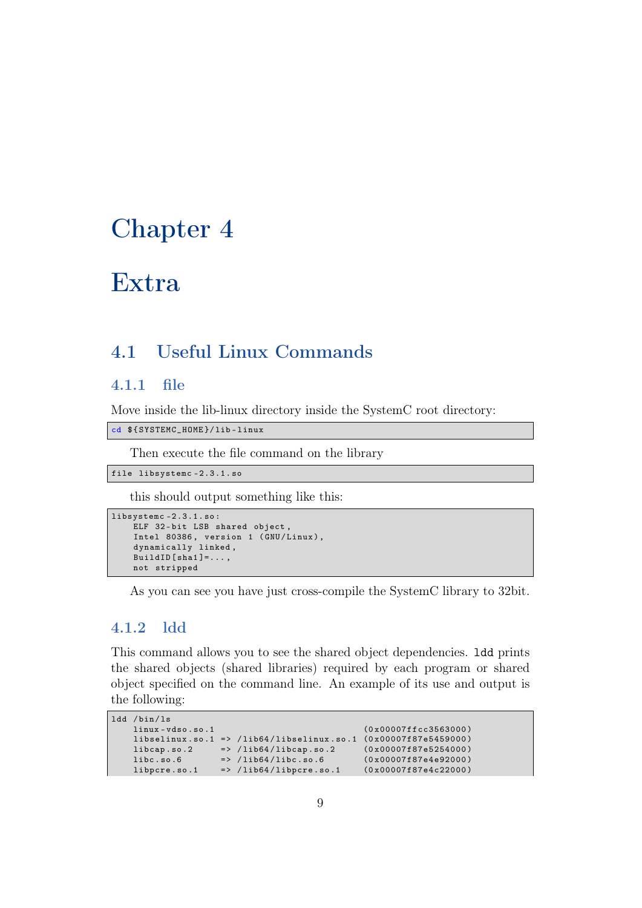# Chapter 4

# Extra

## 4.1 Useful Linux Commands

### 4.1.1 file

Move inside the lib-linux directory inside the SystemC root directory:

```
cd ${SYSTEMC_HOME}/lib-linux
```

Then execute the file command on the library

```
file libsystemc-2.3.1.so
```

this should output something like this:

```
libsystemc-2.3.1.so:
    ELF 32-bit LSB shared object,
    Intel 80386, version 1 (GNU/Linux),
    dynamically linked,
    BuildID[sha1]=...,
    not stripped
```

As you can see you have just cross-compile the SystemC library to 32bit.

### 4.1.2 ldd

This command allows you to see the shared object dependencies. `ldd` prints the shared objects (shared libraries) required by each program or shared object specified on the command line. An example of its use and output is the following:

```
ldd /bin/ls
    linux-vdso.so.1                           (0x00007ffcc3563000)
    libselinux.so.1 => /lib64/libselinux.so.1 (0x00007f87e5459000)
    libcap.so.2     => /lib64/libcap.so.2     (0x00007f87e5254000)
    libc.so.6       => /lib64/libc.so.6       (0x00007f87e4e92000)
    libpcre.so.1    => /lib64/libpcre.so.1    (0x00007f87e4c22000)
```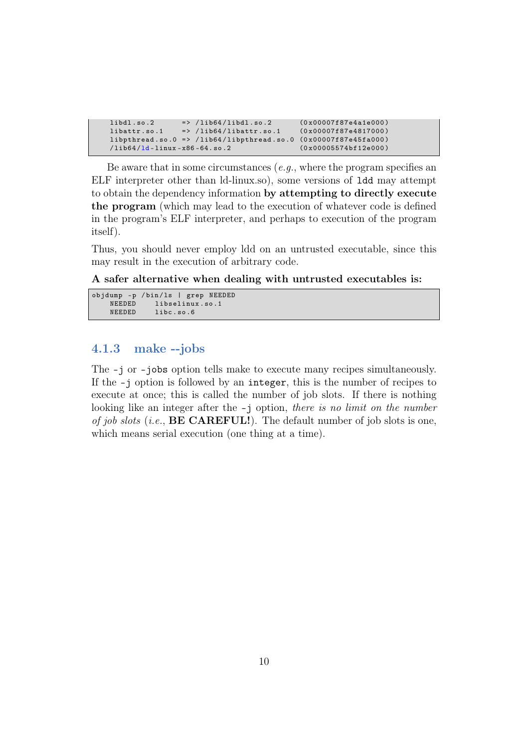```
    libdl.so.2      => /lib64/libdl.so.2      (0x00007f87e4a1e000)
    libattr.so.1    => /lib64/libattr.so.1    (0x00007f87e4817000)
    libpthread.so.0 => /lib64/libpthread.so.0 (0x00007f87e45fa000)
    /lib64/ld-linux-x86-64.so.2               (0x00005574bf12e000)
```

Be aware that in some circumstances (*e.g.*, where the program specifies an ELF interpreter other than ld-linux.so), some versions of `ldd` may attempt to obtain the dependency information **by attempting to directly execute the program** (which may lead to the execution of whatever code is defined in the program's ELF interpreter, and perhaps to execution of the program itself).

Thus, you should never employ ldd on an untrusted executable, since this may result in the execution of arbitrary code.

**A safer alternative when dealing with untrusted executables is:**

```
objdump -p /bin/ls | grep NEEDED
    NEEDED     libselinux.so.1
    NEEDED     libc.so.6
```

### 4.1.3 make --jobs

The `-j` or `-jobs` option tells make to execute many recipes simultaneously. If the `-j` option is followed by an `integer`, this is the number of recipes to execute at once; this is called the number of job slots. If there is nothing looking like an integer after the `-j` option, *there is no limit on the number of job slots* (*i.e.*, **BE CAREFUL!**). The default number of job slots is one, which means serial execution (one thing at a time).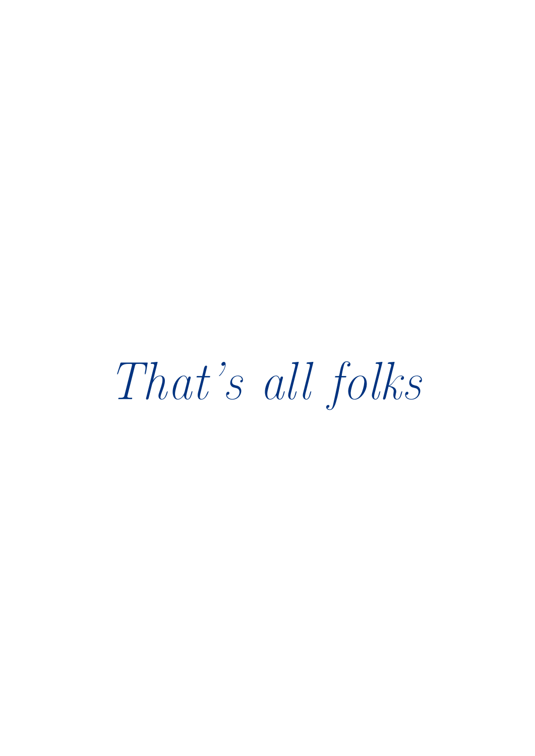*That's all folks*